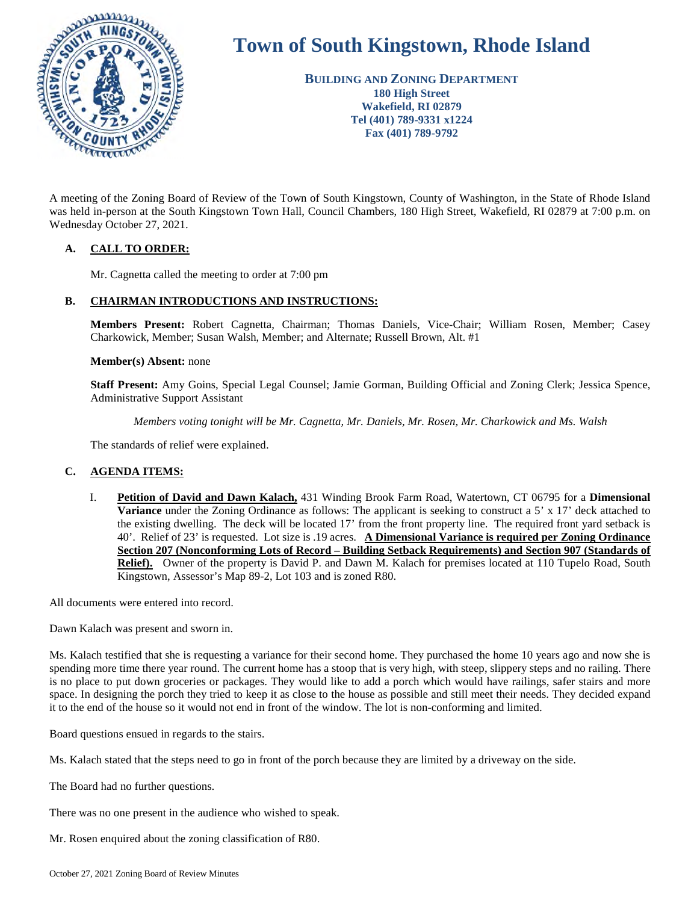# Town of South Kingstown, Rhode Island

**BUILDING AND ZONING DEPARTMENT**
**180 High Street**
**Wakefield, RI 02879**
**Tel (401) 789-9331 x1224**
**Fax (401) 789-9792**

A meeting of the Zoning Board of Review of the Town of South Kingstown, County of Washington, in the State of Rhode Island was held in-person at the South Kingstown Town Hall, Council Chambers, 180 High Street, Wakefield, RI 02879 at 7:00 p.m. on Wednesday October 27, 2021.

## A. CALL TO ORDER:

Mr. Cagnetta called the meeting to order at 7:00 pm

## B. CHAIRMAN INTRODUCTIONS AND INSTRUCTIONS:

**Members Present:** Robert Cagnetta, Chairman; Thomas Daniels, Vice-Chair; William Rosen, Member; Casey Charkowick, Member; Susan Walsh, Member; and Alternate; Russell Brown, Alt. #1

**Member(s) Absent:** none

**Staff Present:** Amy Goins, Special Legal Counsel; Jamie Gorman, Building Official and Zoning Clerk; Jessica Spence, Administrative Support Assistant

*Members voting tonight will be Mr. Cagnetta, Mr. Daniels, Mr. Rosen, Mr. Charkowick and Ms. Walsh*

The standards of relief were explained.

## C. AGENDA ITEMS:

I. **Petition of David and Dawn Kalach,** 431 Winding Brook Farm Road, Watertown, CT 06795 for a **Dimensional Variance** under the Zoning Ordinance as follows: The applicant is seeking to construct a 5' x 17' deck attached to the existing dwelling. The deck will be located 17' from the front property line. The required front yard setback is 40'. Relief of 23' is requested. Lot size is .19 acres. **A Dimensional Variance is required per Zoning Ordinance Section 207 (Nonconforming Lots of Record – Building Setback Requirements) and Section 907 (Standards of Relief).** Owner of the property is David P. and Dawn M. Kalach for premises located at 110 Tupelo Road, South Kingstown, Assessor's Map 89-2, Lot 103 and is zoned R80.

All documents were entered into record.

Dawn Kalach was present and sworn in.

Ms. Kalach testified that she is requesting a variance for their second home. They purchased the home 10 years ago and now she is spending more time there year round. The current home has a stoop that is very high, with steep, slippery steps and no railing. There is no place to put down groceries or packages. They would like to add a porch which would have railings, safer stairs and more space. In designing the porch they tried to keep it as close to the house as possible and still meet their needs. They decided expand it to the end of the house so it would not end in front of the window. The lot is non-conforming and limited.

Board questions ensued in regards to the stairs.

Ms. Kalach stated that the steps need to go in front of the porch because they are limited by a driveway on the side.

The Board had no further questions.

There was no one present in the audience who wished to speak.

Mr. Rosen enquired about the zoning classification of R80.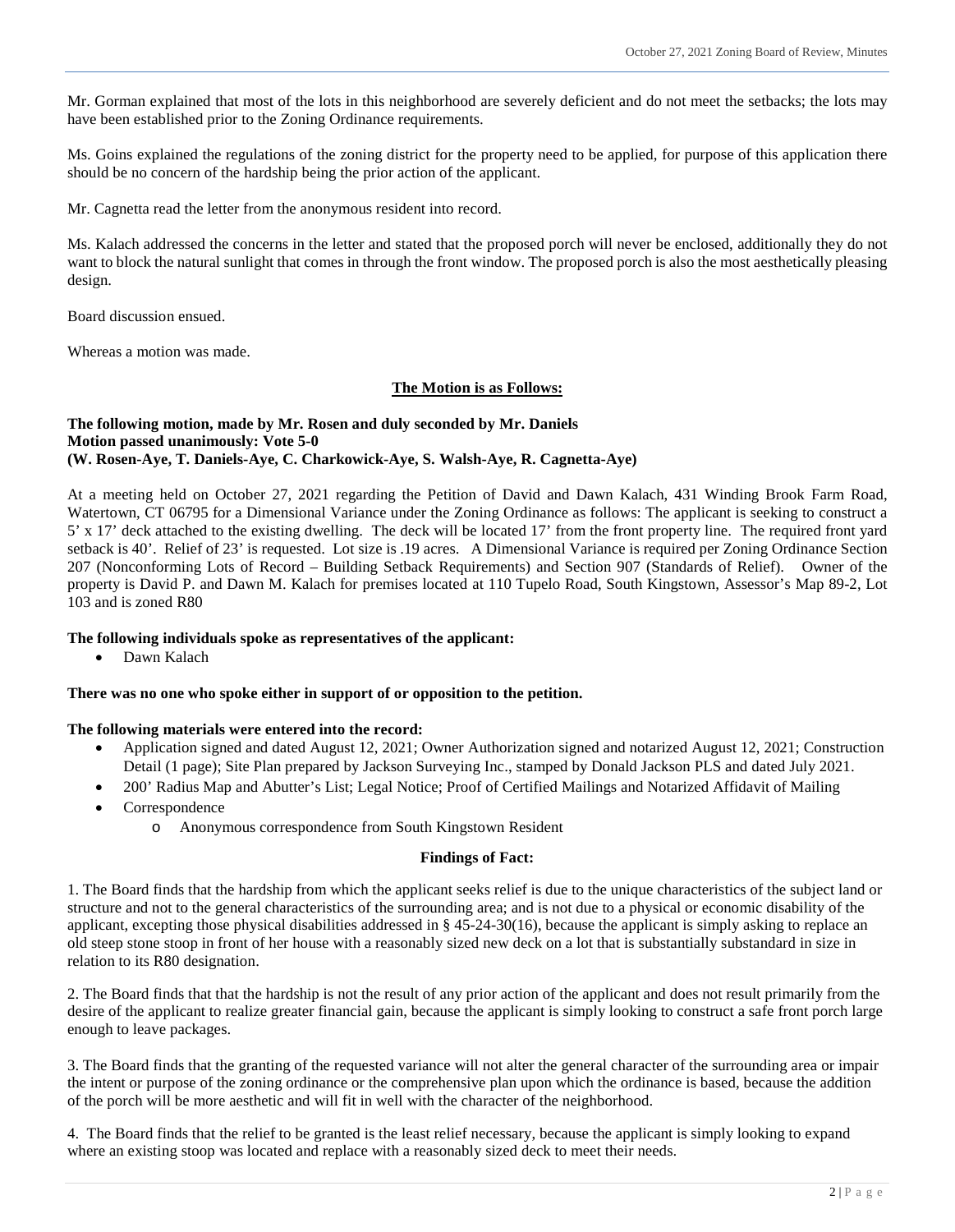Mr. Gorman explained that most of the lots in this neighborhood are severely deficient and do not meet the setbacks; the lots may have been established prior to the Zoning Ordinance requirements.

Ms. Goins explained the regulations of the zoning district for the property need to be applied, for purpose of this application there should be no concern of the hardship being the prior action of the applicant.

Mr. Cagnetta read the letter from the anonymous resident into record.

Ms. Kalach addressed the concerns in the letter and stated that the proposed porch will never be enclosed, additionally they do not want to block the natural sunlight that comes in through the front window. The proposed porch is also the most aesthetically pleasing design.

Board discussion ensued.

Whereas a motion was made.

**The Motion is as Follows:**

**The following motion, made by Mr. Rosen and duly seconded by Mr. Daniels**
**Motion passed unanimously: Vote 5-0**
**(W. Rosen-Aye, T. Daniels-Aye, C. Charkowick-Aye, S. Walsh-Aye, R. Cagnetta-Aye)**

At a meeting held on October 27, 2021 regarding the Petition of David and Dawn Kalach, 431 Winding Brook Farm Road, Watertown, CT 06795 for a Dimensional Variance under the Zoning Ordinance as follows: The applicant is seeking to construct a 5' x 17' deck attached to the existing dwelling. The deck will be located 17' from the front property line. The required front yard setback is 40'. Relief of 23' is requested. Lot size is .19 acres. A Dimensional Variance is required per Zoning Ordinance Section 207 (Nonconforming Lots of Record – Building Setback Requirements) and Section 907 (Standards of Relief). Owner of the property is David P. and Dawn M. Kalach for premises located at 110 Tupelo Road, South Kingstown, Assessor's Map 89-2, Lot 103 and is zoned R80

**The following individuals spoke as representatives of the applicant:**

- Dawn Kalach

**There was no one who spoke either in support of or opposition to the petition.**

**The following materials were entered into the record:**

- Application signed and dated August 12, 2021; Owner Authorization signed and notarized August 12, 2021; Construction Detail (1 page); Site Plan prepared by Jackson Surveying Inc., stamped by Donald Jackson PLS and dated July 2021.
- 200' Radius Map and Abutter's List; Legal Notice; Proof of Certified Mailings and Notarized Affidavit of Mailing
- Correspondence
  - Anonymous correspondence from South Kingstown Resident

**Findings of Fact:**

1. The Board finds that the hardship from which the applicant seeks relief is due to the unique characteristics of the subject land or structure and not to the general characteristics of the surrounding area; and is not due to a physical or economic disability of the applicant, excepting those physical disabilities addressed in § 45-24-30(16), because the applicant is simply asking to replace an old steep stone stoop in front of her house with a reasonably sized new deck on a lot that is substantially substandard in size in relation to its R80 designation.

2. The Board finds that that the hardship is not the result of any prior action of the applicant and does not result primarily from the desire of the applicant to realize greater financial gain, because the applicant is simply looking to construct a safe front porch large enough to leave packages.

3. The Board finds that the granting of the requested variance will not alter the general character of the surrounding area or impair the intent or purpose of the zoning ordinance or the comprehensive plan upon which the ordinance is based, because the addition of the porch will be more aesthetic and will fit in well with the character of the neighborhood.

4. The Board finds that the relief to be granted is the least relief necessary, because the applicant is simply looking to expand where an existing stoop was located and replace with a reasonably sized deck to meet their needs.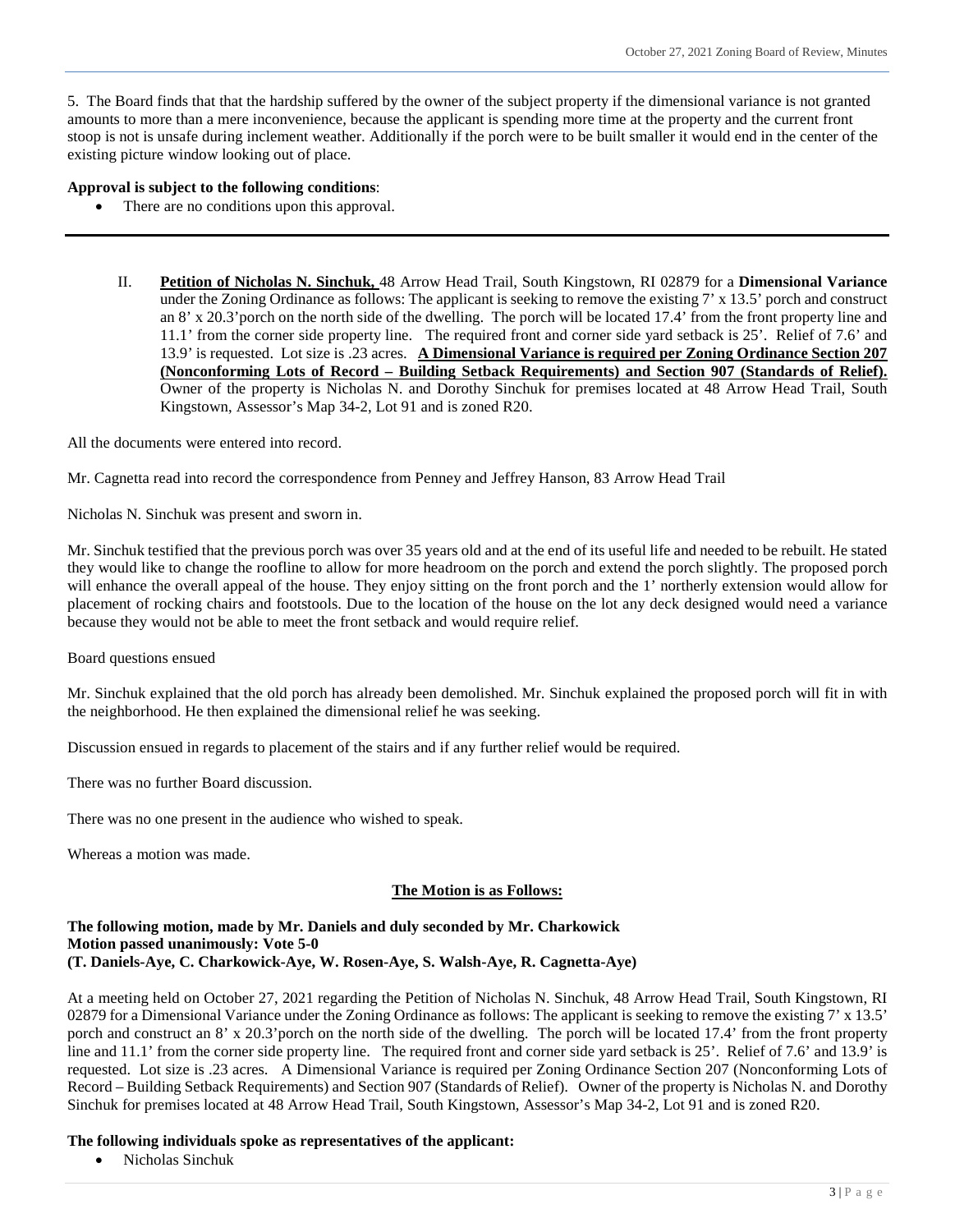5. The Board finds that that the hardship suffered by the owner of the subject property if the dimensional variance is not granted amounts to more than a mere inconvenience, because the applicant is spending more time at the property and the current front stoop is not is unsafe during inclement weather. Additionally if the porch were to be built smaller it would end in the center of the existing picture window looking out of place.

**Approval is subject to the following conditions**:

- There are no conditions upon this approval.

---

II. **Petition of Nicholas N. Sinchuk,** 48 Arrow Head Trail, South Kingstown, RI 02879 for a **Dimensional Variance** under the Zoning Ordinance as follows: The applicant is seeking to remove the existing 7' x 13.5' porch and construct an 8' x 20.3'porch on the north side of the dwelling. The porch will be located 17.4' from the front property line and 11.1' from the corner side property line. The required front and corner side yard setback is 25'. Relief of 7.6' and 13.9' is requested. Lot size is .23 acres. **A Dimensional Variance is required per Zoning Ordinance Section 207 (Nonconforming Lots of Record – Building Setback Requirements) and Section 907 (Standards of Relief).** Owner of the property is Nicholas N. and Dorothy Sinchuk for premises located at 48 Arrow Head Trail, South Kingstown, Assessor's Map 34-2, Lot 91 and is zoned R20.

All the documents were entered into record.

Mr. Cagnetta read into record the correspondence from Penney and Jeffrey Hanson, 83 Arrow Head Trail

Nicholas N. Sinchuk was present and sworn in.

Mr. Sinchuk testified that the previous porch was over 35 years old and at the end of its useful life and needed to be rebuilt. He stated they would like to change the roofline to allow for more headroom on the porch and extend the porch slightly. The proposed porch will enhance the overall appeal of the house. They enjoy sitting on the front porch and the 1' northerly extension would allow for placement of rocking chairs and footstools. Due to the location of the house on the lot any deck designed would need a variance because they would not be able to meet the front setback and would require relief.

Board questions ensued

Mr. Sinchuk explained that the old porch has already been demolished. Mr. Sinchuk explained the proposed porch will fit in with the neighborhood. He then explained the dimensional relief he was seeking.

Discussion ensued in regards to placement of the stairs and if any further relief would be required.

There was no further Board discussion.

There was no one present in the audience who wished to speak.

Whereas a motion was made.

**The Motion is as Follows:**

**The following motion, made by Mr. Daniels and duly seconded by Mr. Charkowick**
**Motion passed unanimously: Vote 5-0**
**(T. Daniels-Aye, C. Charkowick-Aye, W. Rosen-Aye, S. Walsh-Aye, R. Cagnetta-Aye)**

At a meeting held on October 27, 2021 regarding the Petition of Nicholas N. Sinchuk, 48 Arrow Head Trail, South Kingstown, RI 02879 for a Dimensional Variance under the Zoning Ordinance as follows: The applicant is seeking to remove the existing 7' x 13.5' porch and construct an 8' x 20.3'porch on the north side of the dwelling. The porch will be located 17.4' from the front property line and 11.1' from the corner side property line. The required front and corner side yard setback is 25'. Relief of 7.6' and 13.9' is requested. Lot size is .23 acres. A Dimensional Variance is required per Zoning Ordinance Section 207 (Nonconforming Lots of Record – Building Setback Requirements) and Section 907 (Standards of Relief). Owner of the property is Nicholas N. and Dorothy Sinchuk for premises located at 48 Arrow Head Trail, South Kingstown, Assessor's Map 34-2, Lot 91 and is zoned R20.

**The following individuals spoke as representatives of the applicant:**

- Nicholas Sinchuk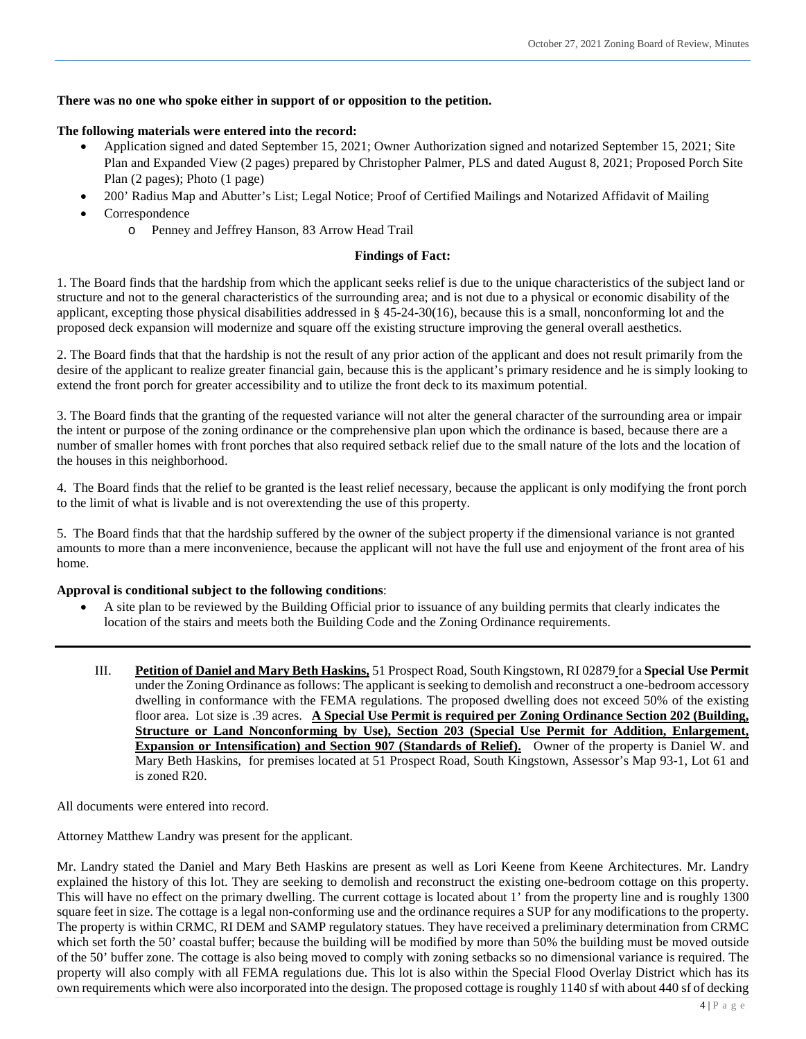**There was no one who spoke either in support of or opposition to the petition.**

**The following materials were entered into the record:**

- Application signed and dated September 15, 2021; Owner Authorization signed and notarized September 15, 2021; Site Plan and Expanded View (2 pages) prepared by Christopher Palmer, PLS and dated August 8, 2021; Proposed Porch Site Plan (2 pages); Photo (1 page)
- 200' Radius Map and Abutter's List; Legal Notice; Proof of Certified Mailings and Notarized Affidavit of Mailing
- Correspondence
    - Penney and Jeffrey Hanson, 83 Arrow Head Trail

**Findings of Fact:**

1. The Board finds that the hardship from which the applicant seeks relief is due to the unique characteristics of the subject land or structure and not to the general characteristics of the surrounding area; and is not due to a physical or economic disability of the applicant, excepting those physical disabilities addressed in § 45-24-30(16), because this is a small, nonconforming lot and the proposed deck expansion will modernize and square off the existing structure improving the general overall aesthetics.

2. The Board finds that that the hardship is not the result of any prior action of the applicant and does not result primarily from the desire of the applicant to realize greater financial gain, because this is the applicant's primary residence and he is simply looking to extend the front porch for greater accessibility and to utilize the front deck to its maximum potential.

3. The Board finds that the granting of the requested variance will not alter the general character of the surrounding area or impair the intent or purpose of the zoning ordinance or the comprehensive plan upon which the ordinance is based, because there are a number of smaller homes with front porches that also required setback relief due to the small nature of the lots and the location of the houses in this neighborhood.

4. The Board finds that the relief to be granted is the least relief necessary, because the applicant is only modifying the front porch to the limit of what is livable and is not overextending the use of this property.

5. The Board finds that that the hardship suffered by the owner of the subject property if the dimensional variance is not granted amounts to more than a mere inconvenience, because the applicant will not have the full use and enjoyment of the front area of his home.

**Approval is conditional subject to the following conditions**:

- A site plan to be reviewed by the Building Official prior to issuance of any building permits that clearly indicates the location of the stairs and meets both the Building Code and the Zoning Ordinance requirements.

---

III. **Petition of Daniel and Mary Beth Haskins,** 51 Prospect Road, South Kingstown, RI 02879 for a **Special Use Permit** under the Zoning Ordinance as follows: The applicant is seeking to demolish and reconstruct a one-bedroom accessory dwelling in conformance with the FEMA regulations. The proposed dwelling does not exceed 50% of the existing floor area. Lot size is .39 acres. **A Special Use Permit is required per Zoning Ordinance Section 202 (Building, Structure or Land Nonconforming by Use), Section 203 (Special Use Permit for Addition, Enlargement, Expansion or Intensification) and Section 907 (Standards of Relief).** Owner of the property is Daniel W. and Mary Beth Haskins, for premises located at 51 Prospect Road, South Kingstown, Assessor's Map 93-1, Lot 61 and is zoned R20.

All documents were entered into record.

Attorney Matthew Landry was present for the applicant.

Mr. Landry stated the Daniel and Mary Beth Haskins are present as well as Lori Keene from Keene Architectures. Mr. Landry explained the history of this lot. They are seeking to demolish and reconstruct the existing one-bedroom cottage on this property. This will have no effect on the primary dwelling. The current cottage is located about 1' from the property line and is roughly 1300 square feet in size. The cottage is a legal non-conforming use and the ordinance requires a SUP for any modifications to the property. The property is within CRMC, RI DEM and SAMP regulatory statues. They have received a preliminary determination from CRMC which set forth the 50' coastal buffer; because the building will be modified by more than 50% the building must be moved outside of the 50' buffer zone. The cottage is also being moved to comply with zoning setbacks so no dimensional variance is required. The property will also comply with all FEMA regulations due. This lot is also within the Special Flood Overlay District which has its own requirements which were also incorporated into the design. The proposed cottage is roughly 1140 sf with about 440 sf of decking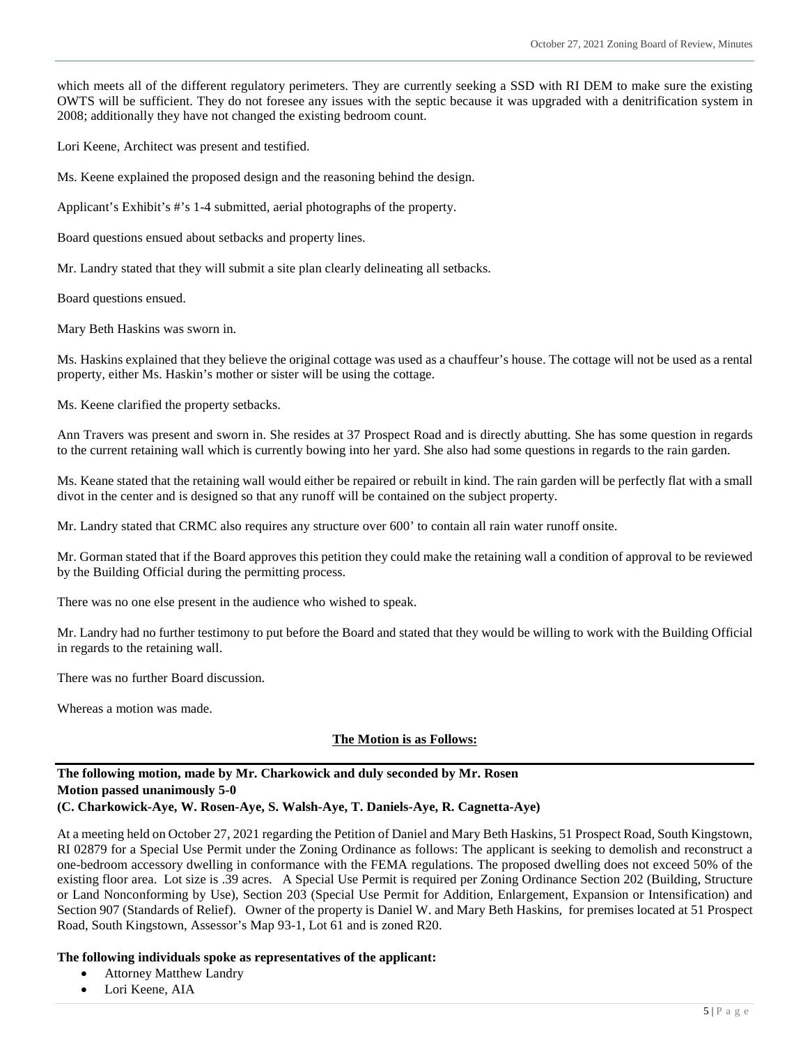which meets all of the different regulatory perimeters. They are currently seeking a SSD with RI DEM to make sure the existing OWTS will be sufficient. They do not foresee any issues with the septic because it was upgraded with a denitrification system in 2008; additionally they have not changed the existing bedroom count.

Lori Keene, Architect was present and testified.

Ms. Keene explained the proposed design and the reasoning behind the design.

Applicant's Exhibit's #'s 1-4 submitted, aerial photographs of the property.

Board questions ensued about setbacks and property lines.

Mr. Landry stated that they will submit a site plan clearly delineating all setbacks.

Board questions ensued.

Mary Beth Haskins was sworn in.

Ms. Haskins explained that they believe the original cottage was used as a chauffeur's house. The cottage will not be used as a rental property, either Ms. Haskin's mother or sister will be using the cottage.

Ms. Keene clarified the property setbacks.

Ann Travers was present and sworn in. She resides at 37 Prospect Road and is directly abutting. She has some question in regards to the current retaining wall which is currently bowing into her yard. She also had some questions in regards to the rain garden.

Ms. Keane stated that the retaining wall would either be repaired or rebuilt in kind. The rain garden will be perfectly flat with a small divot in the center and is designed so that any runoff will be contained on the subject property.

Mr. Landry stated that CRMC also requires any structure over 600' to contain all rain water runoff onsite.

Mr. Gorman stated that if the Board approves this petition they could make the retaining wall a condition of approval to be reviewed by the Building Official during the permitting process.

There was no one else present in the audience who wished to speak.

Mr. Landry had no further testimony to put before the Board and stated that they would be willing to work with the Building Official in regards to the retaining wall.

There was no further Board discussion.

Whereas a motion was made.

**The Motion is as Follows:**

---

**The following motion, made by Mr. Charkowick and duly seconded by Mr. Rosen**
**Motion passed unanimously 5-0**
**(C. Charkowick-Aye, W. Rosen-Aye, S. Walsh-Aye, T. Daniels-Aye, R. Cagnetta-Aye)**

At a meeting held on October 27, 2021 regarding the Petition of Daniel and Mary Beth Haskins, 51 Prospect Road, South Kingstown, RI 02879 for a Special Use Permit under the Zoning Ordinance as follows: The applicant is seeking to demolish and reconstruct a one-bedroom accessory dwelling in conformance with the FEMA regulations. The proposed dwelling does not exceed 50% of the existing floor area. Lot size is .39 acres. A Special Use Permit is required per Zoning Ordinance Section 202 (Building, Structure or Land Nonconforming by Use), Section 203 (Special Use Permit for Addition, Enlargement, Expansion or Intensification) and Section 907 (Standards of Relief). Owner of the property is Daniel W. and Mary Beth Haskins, for premises located at 51 Prospect Road, South Kingstown, Assessor's Map 93-1, Lot 61 and is zoned R20.

**The following individuals spoke as representatives of the applicant:**

- Attorney Matthew Landry
- Lori Keene, AIA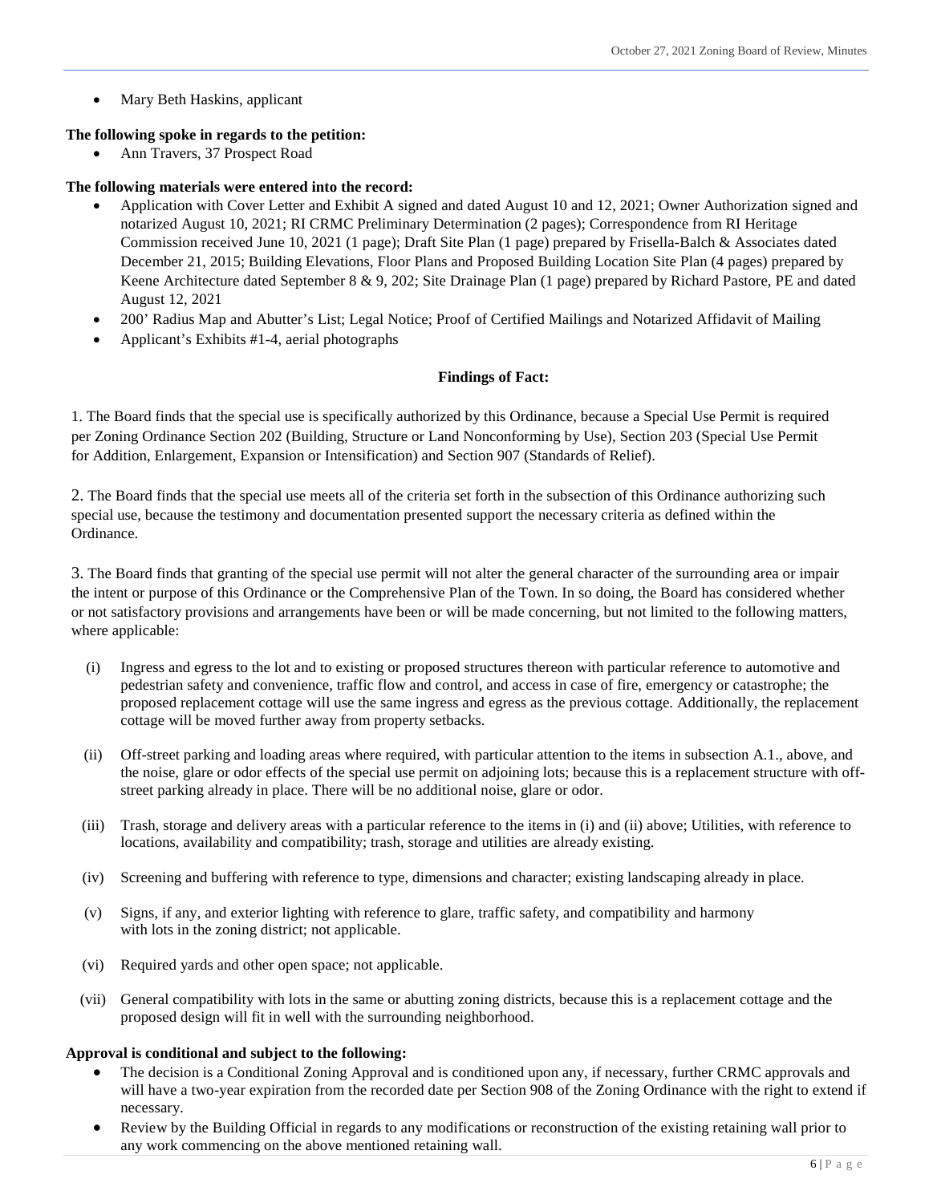- Mary Beth Haskins, applicant

**The following spoke in regards to the petition:**

- Ann Travers, 37 Prospect Road

**The following materials were entered into the record:**

- Application with Cover Letter and Exhibit A signed and dated August 10 and 12, 2021; Owner Authorization signed and notarized August 10, 2021; RI CRMC Preliminary Determination (2 pages); Correspondence from RI Heritage Commission received June 10, 2021 (1 page); Draft Site Plan (1 page) prepared by Frisella-Balch & Associates dated December 21, 2015; Building Elevations, Floor Plans and Proposed Building Location Site Plan (4 pages) prepared by Keene Architecture dated September 8 & 9, 202; Site Drainage Plan (1 page) prepared by Richard Pastore, PE and dated August 12, 2021
- 200' Radius Map and Abutter's List; Legal Notice; Proof of Certified Mailings and Notarized Affidavit of Mailing
- Applicant's Exhibits #1-4, aerial photographs

**Findings of Fact:**

1. The Board finds that the special use is specifically authorized by this Ordinance, because a Special Use Permit is required per Zoning Ordinance Section 202 (Building, Structure or Land Nonconforming by Use), Section 203 (Special Use Permit for Addition, Enlargement, Expansion or Intensification) and Section 907 (Standards of Relief).

2. The Board finds that the special use meets all of the criteria set forth in the subsection of this Ordinance authorizing such special use, because the testimony and documentation presented support the necessary criteria as defined within the Ordinance.

3. The Board finds that granting of the special use permit will not alter the general character of the surrounding area or impair the intent or purpose of this Ordinance or the Comprehensive Plan of the Town. In so doing, the Board has considered whether or not satisfactory provisions and arrangements have been or will be made concerning, but not limited to the following matters, where applicable:

(i) Ingress and egress to the lot and to existing or proposed structures thereon with particular reference to automotive and pedestrian safety and convenience, traffic flow and control, and access in case of fire, emergency or catastrophe; the proposed replacement cottage will use the same ingress and egress as the previous cottage. Additionally, the replacement cottage will be moved further away from property setbacks.

(ii) Off-street parking and loading areas where required, with particular attention to the items in subsection A.1., above, and the noise, glare or odor effects of the special use permit on adjoining lots; because this is a replacement structure with off-street parking already in place. There will be no additional noise, glare or odor.

(iii) Trash, storage and delivery areas with a particular reference to the items in (i) and (ii) above; Utilities, with reference to locations, availability and compatibility; trash, storage and utilities are already existing.

(iv) Screening and buffering with reference to type, dimensions and character; existing landscaping already in place.

(v) Signs, if any, and exterior lighting with reference to glare, traffic safety, and compatibility and harmony with lots in the zoning district; not applicable.

(vi) Required yards and other open space; not applicable.

(vii) General compatibility with lots in the same or abutting zoning districts, because this is a replacement cottage and the proposed design will fit in well with the surrounding neighborhood.

**Approval is conditional and subject to the following:**

- The decision is a Conditional Zoning Approval and is conditioned upon any, if necessary, further CRMC approvals and will have a two-year expiration from the recorded date per Section 908 of the Zoning Ordinance with the right to extend if necessary.
- Review by the Building Official in regards to any modifications or reconstruction of the existing retaining wall prior to any work commencing on the above mentioned retaining wall.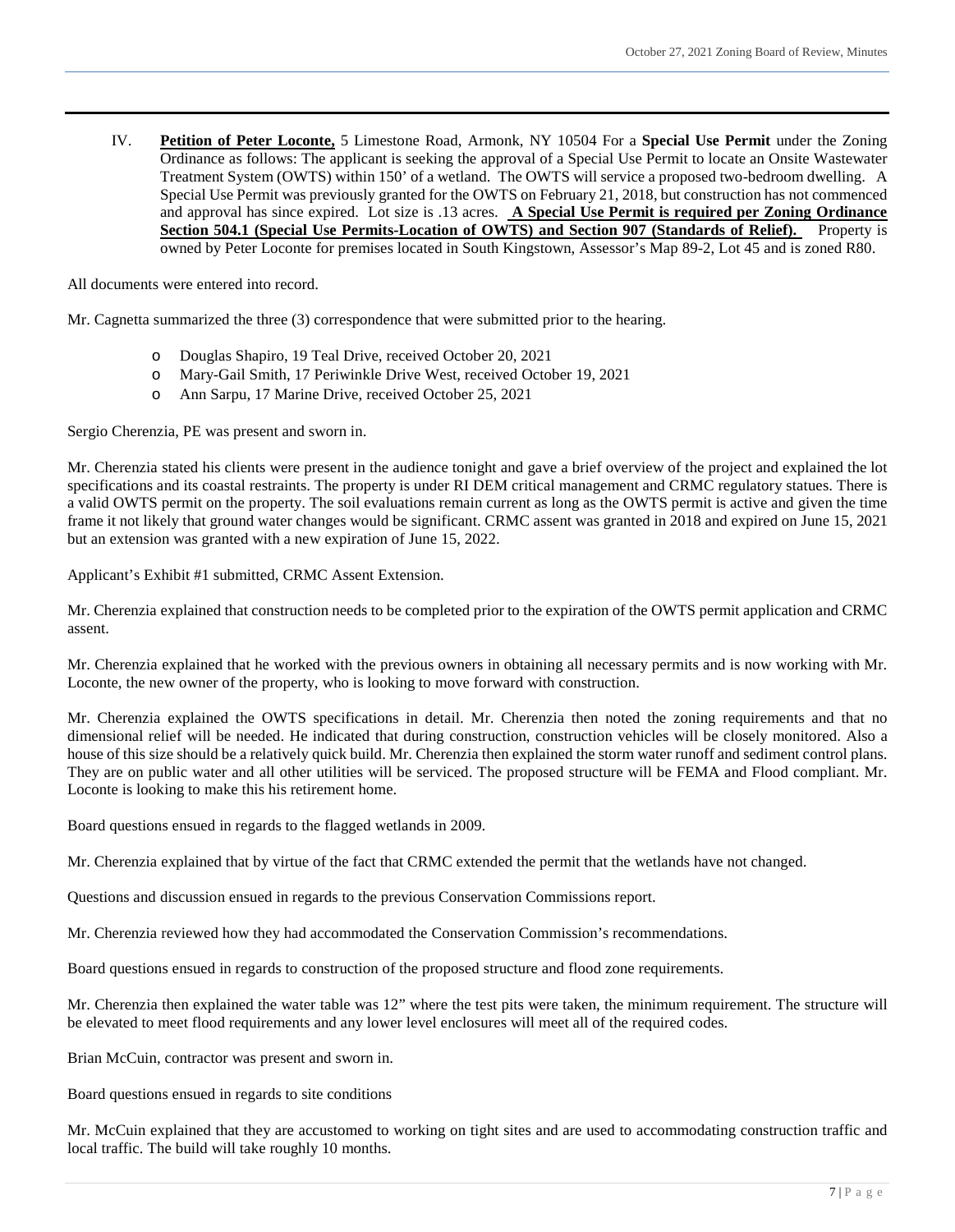IV. **Petition of Peter Loconte,** 5 Limestone Road, Armonk, NY 10504 For a **Special Use Permit** under the Zoning Ordinance as follows: The applicant is seeking the approval of a Special Use Permit to locate an Onsite Wastewater Treatment System (OWTS) within 150' of a wetland. The OWTS will service a proposed two-bedroom dwelling. A Special Use Permit was previously granted for the OWTS on February 21, 2018, but construction has not commenced and approval has since expired. Lot size is .13 acres. **A Special Use Permit is required per Zoning Ordinance Section 504.1 (Special Use Permits-Location of OWTS) and Section 907 (Standards of Relief).** Property is owned by Peter Loconte for premises located in South Kingstown, Assessor's Map 89-2, Lot 45 and is zoned R80.

All documents were entered into record.

Mr. Cagnetta summarized the three (3) correspondence that were submitted prior to the hearing.

- Douglas Shapiro, 19 Teal Drive, received October 20, 2021
- Mary-Gail Smith, 17 Periwinkle Drive West, received October 19, 2021
- Ann Sarpu, 17 Marine Drive, received October 25, 2021

Sergio Cherenzia, PE was present and sworn in.

Mr. Cherenzia stated his clients were present in the audience tonight and gave a brief overview of the project and explained the lot specifications and its coastal restraints. The property is under RI DEM critical management and CRMC regulatory statues. There is a valid OWTS permit on the property. The soil evaluations remain current as long as the OWTS permit is active and given the time frame it not likely that ground water changes would be significant. CRMC assent was granted in 2018 and expired on June 15, 2021 but an extension was granted with a new expiration of June 15, 2022.

Applicant's Exhibit #1 submitted, CRMC Assent Extension.

Mr. Cherenzia explained that construction needs to be completed prior to the expiration of the OWTS permit application and CRMC assent.

Mr. Cherenzia explained that he worked with the previous owners in obtaining all necessary permits and is now working with Mr. Loconte, the new owner of the property, who is looking to move forward with construction.

Mr. Cherenzia explained the OWTS specifications in detail. Mr. Cherenzia then noted the zoning requirements and that no dimensional relief will be needed. He indicated that during construction, construction vehicles will be closely monitored. Also a house of this size should be a relatively quick build. Mr. Cherenzia then explained the storm water runoff and sediment control plans. They are on public water and all other utilities will be serviced. The proposed structure will be FEMA and Flood compliant. Mr. Loconte is looking to make this his retirement home.

Board questions ensued in regards to the flagged wetlands in 2009.

Mr. Cherenzia explained that by virtue of the fact that CRMC extended the permit that the wetlands have not changed.

Questions and discussion ensued in regards to the previous Conservation Commissions report.

Mr. Cherenzia reviewed how they had accommodated the Conservation Commission's recommendations.

Board questions ensued in regards to construction of the proposed structure and flood zone requirements.

Mr. Cherenzia then explained the water table was 12" where the test pits were taken, the minimum requirement. The structure will be elevated to meet flood requirements and any lower level enclosures will meet all of the required codes.

Brian McCuin, contractor was present and sworn in.

Board questions ensued in regards to site conditions

Mr. McCuin explained that they are accustomed to working on tight sites and are used to accommodating construction traffic and local traffic. The build will take roughly 10 months.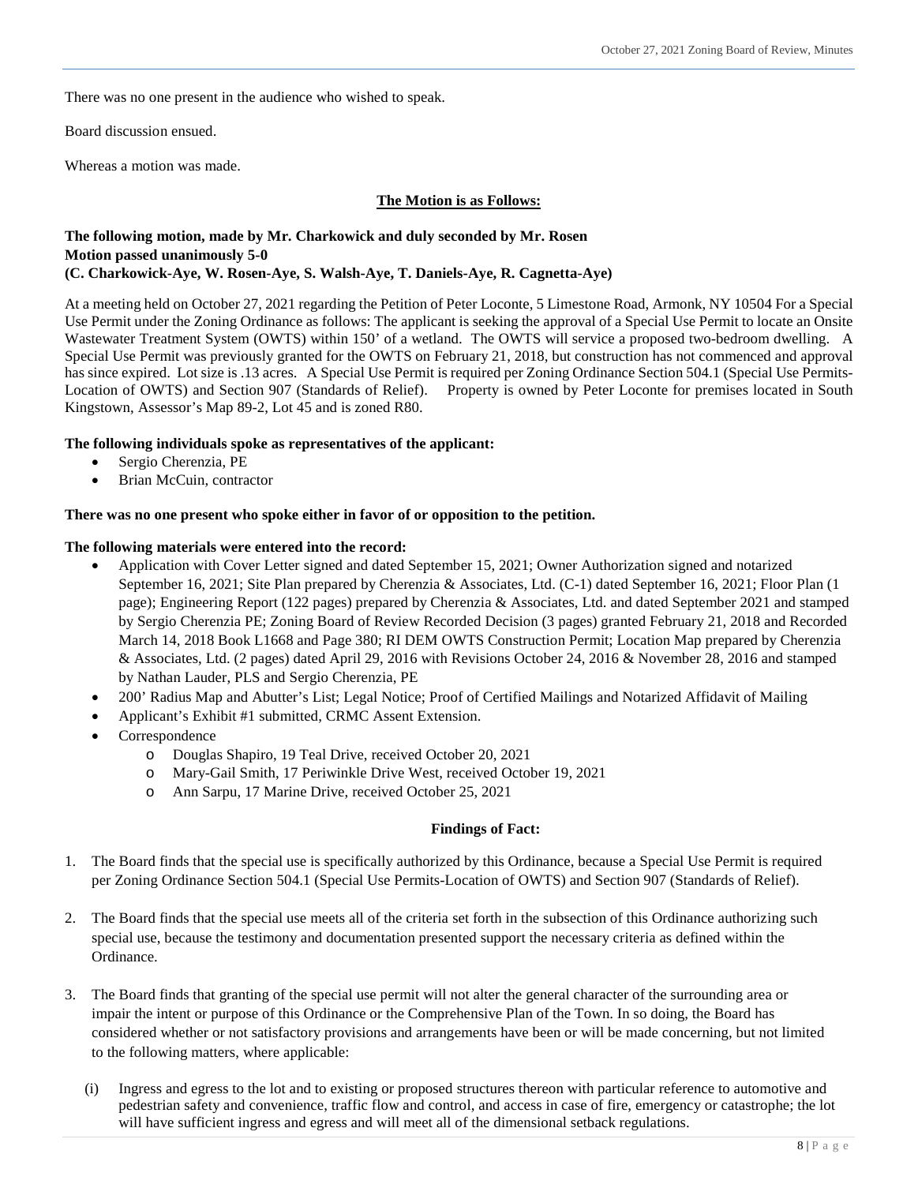There was no one present in the audience who wished to speak.

Board discussion ensued.

Whereas a motion was made.

**<u>The Motion is as Follows:</u>**

**The following motion, made by Mr. Charkowick and duly seconded by Mr. Rosen**
**Motion passed unanimously 5-0**
**(C. Charkowick-Aye, W. Rosen-Aye, S. Walsh-Aye, T. Daniels-Aye, R. Cagnetta-Aye)**

At a meeting held on October 27, 2021 regarding the Petition of Peter Loconte, 5 Limestone Road, Armonk, NY 10504 For a Special Use Permit under the Zoning Ordinance as follows: The applicant is seeking the approval of a Special Use Permit to locate an Onsite Wastewater Treatment System (OWTS) within 150' of a wetland. The OWTS will service a proposed two-bedroom dwelling. A Special Use Permit was previously granted for the OWTS on February 21, 2018, but construction has not commenced and approval has since expired. Lot size is .13 acres. A Special Use Permit is required per Zoning Ordinance Section 504.1 (Special Use Permits-Location of OWTS) and Section 907 (Standards of Relief). Property is owned by Peter Loconte for premises located in South Kingstown, Assessor's Map 89-2, Lot 45 and is zoned R80.

**The following individuals spoke as representatives of the applicant:**

- Sergio Cherenzia, PE
- Brian McCuin, contractor

**There was no one present who spoke either in favor of or opposition to the petition.**

**The following materials were entered into the record:**

- Application with Cover Letter signed and dated September 15, 2021; Owner Authorization signed and notarized September 16, 2021; Site Plan prepared by Cherenzia & Associates, Ltd. (C-1) dated September 16, 2021; Floor Plan (1 page); Engineering Report (122 pages) prepared by Cherenzia & Associates, Ltd. and dated September 2021 and stamped by Sergio Cherenzia PE; Zoning Board of Review Recorded Decision (3 pages) granted February 21, 2018 and Recorded March 14, 2018 Book L1668 and Page 380; RI DEM OWTS Construction Permit; Location Map prepared by Cherenzia & Associates, Ltd. (2 pages) dated April 29, 2016 with Revisions October 24, 2016 & November 28, 2016 and stamped by Nathan Lauder, PLS and Sergio Cherenzia, PE
- 200' Radius Map and Abutter's List; Legal Notice; Proof of Certified Mailings and Notarized Affidavit of Mailing
- Applicant's Exhibit #1 submitted, CRMC Assent Extension.
- Correspondence
  - Douglas Shapiro, 19 Teal Drive, received October 20, 2021
  - Mary-Gail Smith, 17 Periwinkle Drive West, received October 19, 2021
  - Ann Sarpu, 17 Marine Drive, received October 25, 2021

**Findings of Fact:**

1. The Board finds that the special use is specifically authorized by this Ordinance, because a Special Use Permit is required per Zoning Ordinance Section 504.1 (Special Use Permits-Location of OWTS) and Section 907 (Standards of Relief).

2. The Board finds that the special use meets all of the criteria set forth in the subsection of this Ordinance authorizing such special use, because the testimony and documentation presented support the necessary criteria as defined within the Ordinance.

3. The Board finds that granting of the special use permit will not alter the general character of the surrounding area or impair the intent or purpose of this Ordinance or the Comprehensive Plan of the Town. In so doing, the Board has considered whether or not satisfactory provisions and arrangements have been or will be made concerning, but not limited to the following matters, where applicable:

   (i) Ingress and egress to the lot and to existing or proposed structures thereon with particular reference to automotive and pedestrian safety and convenience, traffic flow and control, and access in case of fire, emergency or catastrophe; the lot will have sufficient ingress and egress and will meet all of the dimensional setback regulations.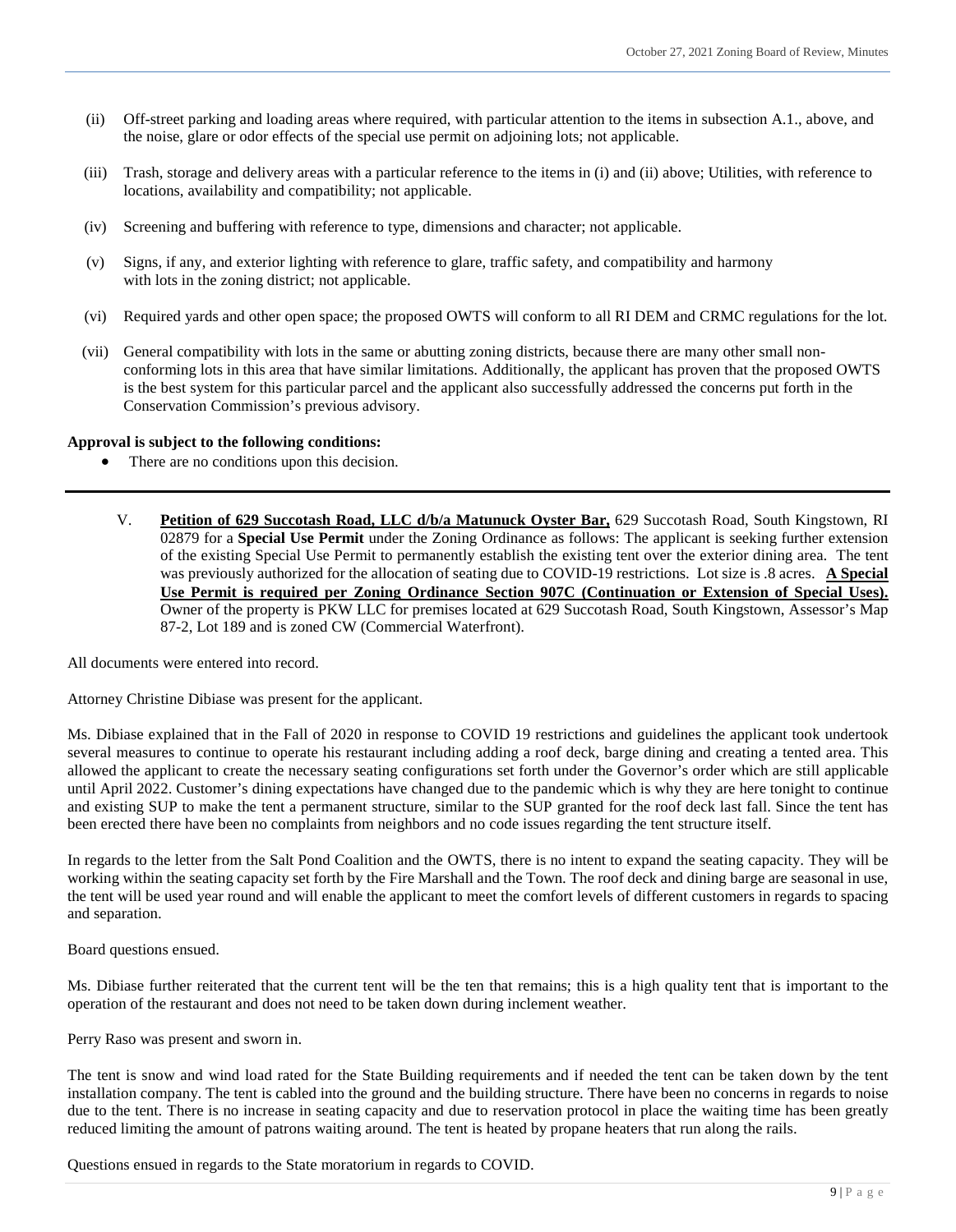(ii) Off-street parking and loading areas where required, with particular attention to the items in subsection A.1., above, and the noise, glare or odor effects of the special use permit on adjoining lots; not applicable.

(iii) Trash, storage and delivery areas with a particular reference to the items in (i) and (ii) above; Utilities, with reference to locations, availability and compatibility; not applicable.

(iv) Screening and buffering with reference to type, dimensions and character; not applicable.

(v) Signs, if any, and exterior lighting with reference to glare, traffic safety, and compatibility and harmony with lots in the zoning district; not applicable.

(vi) Required yards and other open space; the proposed OWTS will conform to all RI DEM and CRMC regulations for the lot.

(vii) General compatibility with lots in the same or abutting zoning districts, because there are many other small non-conforming lots in this area that have similar limitations. Additionally, the applicant has proven that the proposed OWTS is the best system for this particular parcel and the applicant also successfully addressed the concerns put forth in the Conservation Commission's previous advisory.

**Approval is subject to the following conditions:**

- There are no conditions upon this decision.

---

V. **Petition of 629 Succotash Road, LLC d/b/a Matunuck Oyster Bar,** 629 Succotash Road, South Kingstown, RI 02879 for a **Special Use Permit** under the Zoning Ordinance as follows: The applicant is seeking further extension of the existing Special Use Permit to permanently establish the existing tent over the exterior dining area. The tent was previously authorized for the allocation of seating due to COVID-19 restrictions. Lot size is .8 acres. **A Special Use Permit is required per Zoning Ordinance Section 907C (Continuation or Extension of Special Uses).** Owner of the property is PKW LLC for premises located at 629 Succotash Road, South Kingstown, Assessor's Map 87-2, Lot 189 and is zoned CW (Commercial Waterfront).

All documents were entered into record.

Attorney Christine Dibiase was present for the applicant.

Ms. Dibiase explained that in the Fall of 2020 in response to COVID 19 restrictions and guidelines the applicant took undertook several measures to continue to operate his restaurant including adding a roof deck, barge dining and creating a tented area. This allowed the applicant to create the necessary seating configurations set forth under the Governor's order which are still applicable until April 2022. Customer's dining expectations have changed due to the pandemic which is why they are here tonight to continue and existing SUP to make the tent a permanent structure, similar to the SUP granted for the roof deck last fall. Since the tent has been erected there have been no complaints from neighbors and no code issues regarding the tent structure itself.

In regards to the letter from the Salt Pond Coalition and the OWTS, there is no intent to expand the seating capacity. They will be working within the seating capacity set forth by the Fire Marshall and the Town. The roof deck and dining barge are seasonal in use, the tent will be used year round and will enable the applicant to meet the comfort levels of different customers in regards to spacing and separation.

Board questions ensued.

Ms. Dibiase further reiterated that the current tent will be the ten that remains; this is a high quality tent that is important to the operation of the restaurant and does not need to be taken down during inclement weather.

Perry Raso was present and sworn in.

The tent is snow and wind load rated for the State Building requirements and if needed the tent can be taken down by the tent installation company. The tent is cabled into the ground and the building structure. There have been no concerns in regards to noise due to the tent. There is no increase in seating capacity and due to reservation protocol in place the waiting time has been greatly reduced limiting the amount of patrons waiting around. The tent is heated by propane heaters that run along the rails.

Questions ensued in regards to the State moratorium in regards to COVID.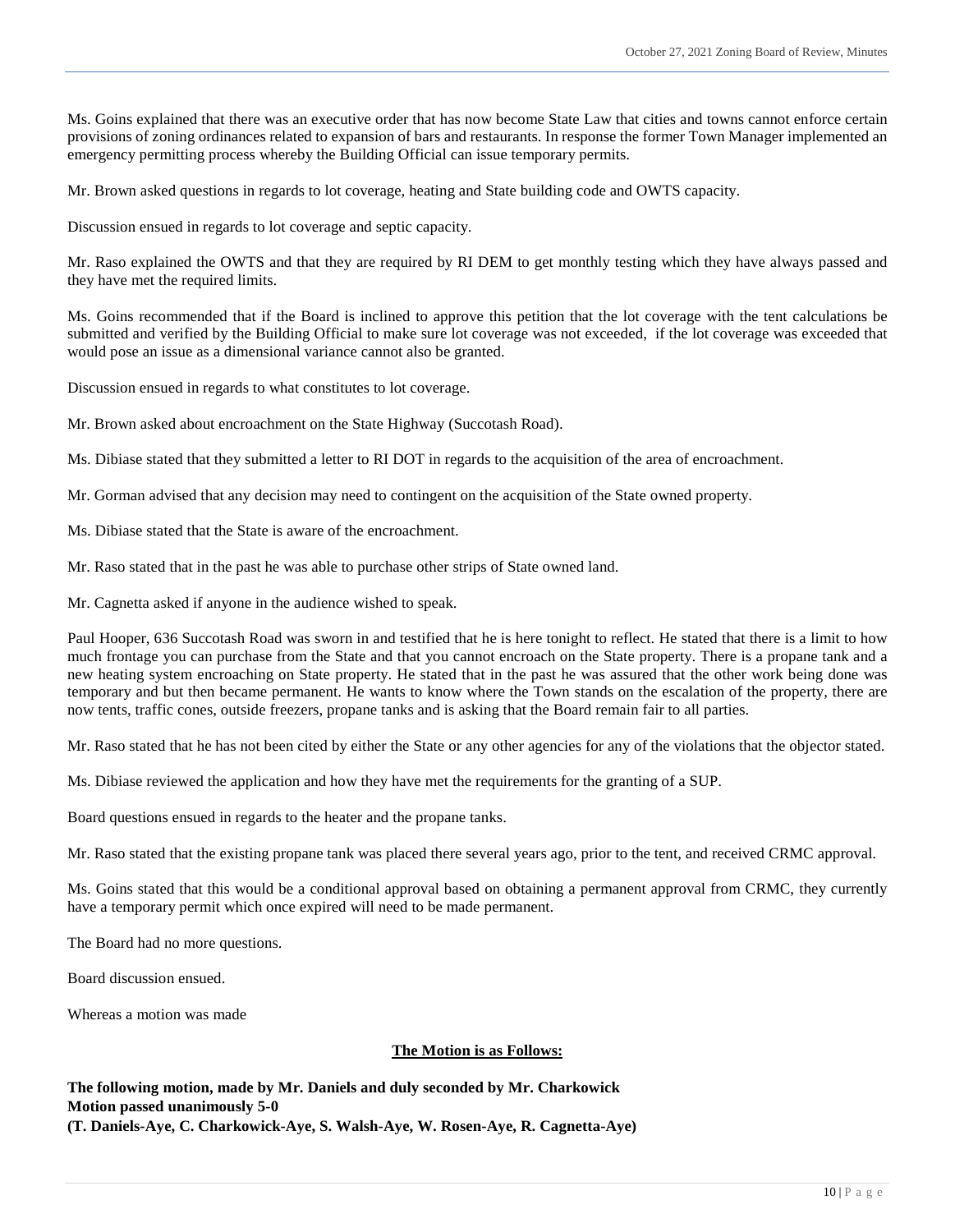Ms. Goins explained that there was an executive order that has now become State Law that cities and towns cannot enforce certain provisions of zoning ordinances related to expansion of bars and restaurants. In response the former Town Manager implemented an emergency permitting process whereby the Building Official can issue temporary permits.

Mr. Brown asked questions in regards to lot coverage, heating and State building code and OWTS capacity.

Discussion ensued in regards to lot coverage and septic capacity.

Mr. Raso explained the OWTS and that they are required by RI DEM to get monthly testing which they have always passed and they have met the required limits.

Ms. Goins recommended that if the Board is inclined to approve this petition that the lot coverage with the tent calculations be submitted and verified by the Building Official to make sure lot coverage was not exceeded, if the lot coverage was exceeded that would pose an issue as a dimensional variance cannot also be granted.

Discussion ensued in regards to what constitutes to lot coverage.

Mr. Brown asked about encroachment on the State Highway (Succotash Road).

Ms. Dibiase stated that they submitted a letter to RI DOT in regards to the acquisition of the area of encroachment.

Mr. Gorman advised that any decision may need to contingent on the acquisition of the State owned property.

Ms. Dibiase stated that the State is aware of the encroachment.

Mr. Raso stated that in the past he was able to purchase other strips of State owned land.

Mr. Cagnetta asked if anyone in the audience wished to speak.

Paul Hooper, 636 Succotash Road was sworn in and testified that he is here tonight to reflect. He stated that there is a limit to how much frontage you can purchase from the State and that you cannot encroach on the State property. There is a propane tank and a new heating system encroaching on State property. He stated that in the past he was assured that the other work being done was temporary and but then became permanent. He wants to know where the Town stands on the escalation of the property, there are now tents, traffic cones, outside freezers, propane tanks and is asking that the Board remain fair to all parties.

Mr. Raso stated that he has not been cited by either the State or any other agencies for any of the violations that the objector stated.

Ms. Dibiase reviewed the application and how they have met the requirements for the granting of a SUP.

Board questions ensued in regards to the heater and the propane tanks.

Mr. Raso stated that the existing propane tank was placed there several years ago, prior to the tent, and received CRMC approval.

Ms. Goins stated that this would be a conditional approval based on obtaining a permanent approval from CRMC, they currently have a temporary permit which once expired will need to be made permanent.

The Board had no more questions.

Board discussion ensued.

Whereas a motion was made

**The Motion is as Follows:**

**The following motion, made by Mr. Daniels and duly seconded by Mr. Charkowick**
**Motion passed unanimously 5-0**
**(T. Daniels-Aye, C. Charkowick-Aye, S. Walsh-Aye, W. Rosen-Aye, R. Cagnetta-Aye)**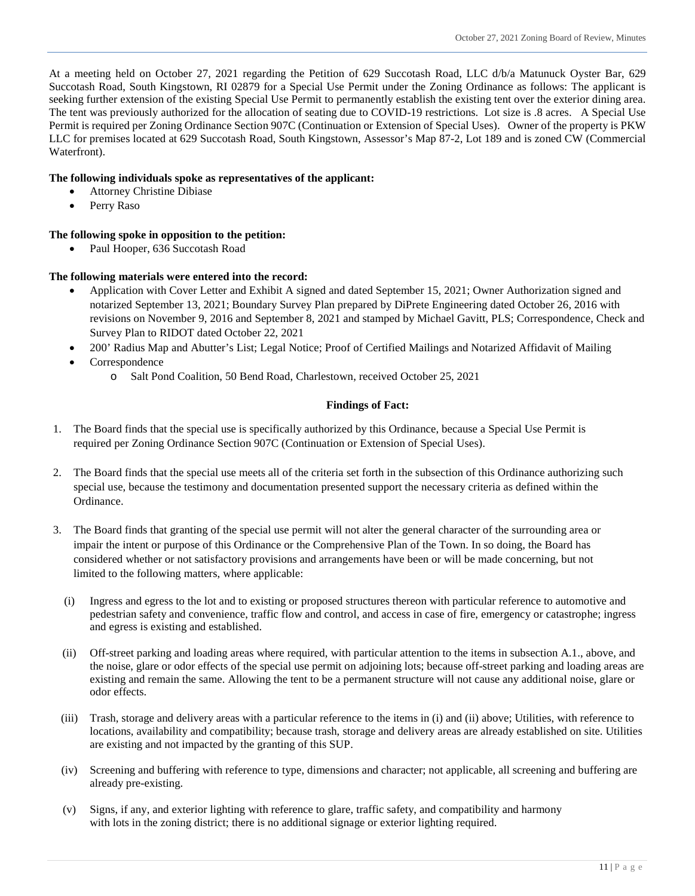At a meeting held on October 27, 2021 regarding the Petition of 629 Succotash Road, LLC d/b/a Matunuck Oyster Bar, 629 Succotash Road, South Kingstown, RI 02879 for a Special Use Permit under the Zoning Ordinance as follows: The applicant is seeking further extension of the existing Special Use Permit to permanently establish the existing tent over the exterior dining area. The tent was previously authorized for the allocation of seating due to COVID-19 restrictions. Lot size is .8 acres. A Special Use Permit is required per Zoning Ordinance Section 907C (Continuation or Extension of Special Uses). Owner of the property is PKW LLC for premises located at 629 Succotash Road, South Kingstown, Assessor's Map 87-2, Lot 189 and is zoned CW (Commercial Waterfront).

**The following individuals spoke as representatives of the applicant:**

- Attorney Christine Dibiase
- Perry Raso

**The following spoke in opposition to the petition:**

- Paul Hooper, 636 Succotash Road

**The following materials were entered into the record:**

- Application with Cover Letter and Exhibit A signed and dated September 15, 2021; Owner Authorization signed and notarized September 13, 2021; Boundary Survey Plan prepared by DiPrete Engineering dated October 26, 2016 with revisions on November 9, 2016 and September 8, 2021 and stamped by Michael Gavitt, PLS; Correspondence, Check and Survey Plan to RIDOT dated October 22, 2021
- 200' Radius Map and Abutter's List; Legal Notice; Proof of Certified Mailings and Notarized Affidavit of Mailing
- Correspondence
  - Salt Pond Coalition, 50 Bend Road, Charlestown, received October 25, 2021

**Findings of Fact:**

1. The Board finds that the special use is specifically authorized by this Ordinance, because a Special Use Permit is required per Zoning Ordinance Section 907C (Continuation or Extension of Special Uses).

2. The Board finds that the special use meets all of the criteria set forth in the subsection of this Ordinance authorizing such special use, because the testimony and documentation presented support the necessary criteria as defined within the Ordinance.

3. The Board finds that granting of the special use permit will not alter the general character of the surrounding area or impair the intent or purpose of this Ordinance or the Comprehensive Plan of the Town. In so doing, the Board has considered whether or not satisfactory provisions and arrangements have been or will be made concerning, but not limited to the following matters, where applicable:

   (i) Ingress and egress to the lot and to existing or proposed structures thereon with particular reference to automotive and pedestrian safety and convenience, traffic flow and control, and access in case of fire, emergency or catastrophe; ingress and egress is existing and established.

   (ii) Off-street parking and loading areas where required, with particular attention to the items in subsection A.1., above, and the noise, glare or odor effects of the special use permit on adjoining lots; because off-street parking and loading areas are existing and remain the same. Allowing the tent to be a permanent structure will not cause any additional noise, glare or odor effects.

   (iii) Trash, storage and delivery areas with a particular reference to the items in (i) and (ii) above; Utilities, with reference to locations, availability and compatibility; because trash, storage and delivery areas are already established on site. Utilities are existing and not impacted by the granting of this SUP.

   (iv) Screening and buffering with reference to type, dimensions and character; not applicable, all screening and buffering are already pre-existing.

   (v) Signs, if any, and exterior lighting with reference to glare, traffic safety, and compatibility and harmony with lots in the zoning district; there is no additional signage or exterior lighting required.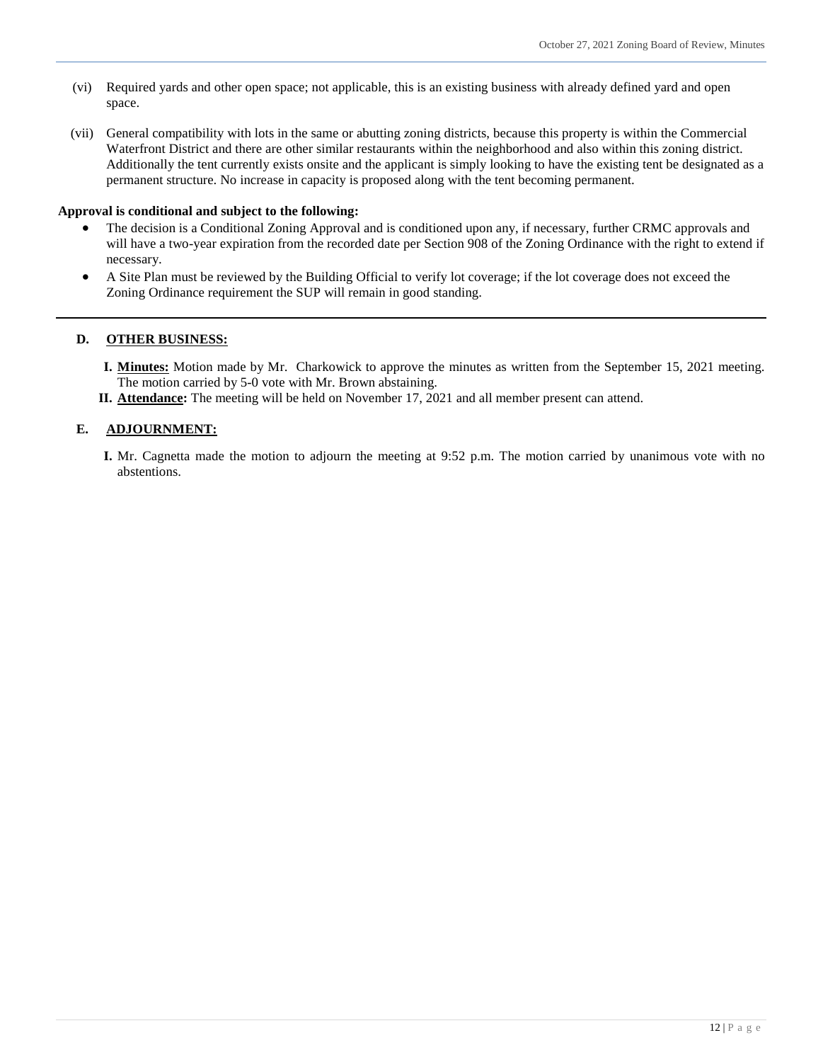(vi) Required yards and other open space; not applicable, this is an existing business with already defined yard and open space.

(vii) General compatibility with lots in the same or abutting zoning districts, because this property is within the Commercial Waterfront District and there are other similar restaurants within the neighborhood and also within this zoning district. Additionally the tent currently exists onsite and the applicant is simply looking to have the existing tent be designated as a permanent structure. No increase in capacity is proposed along with the tent becoming permanent.

**Approval is conditional and subject to the following:**

- The decision is a Conditional Zoning Approval and is conditioned upon any, if necessary, further CRMC approvals and will have a two-year expiration from the recorded date per Section 908 of the Zoning Ordinance with the right to extend if necessary.
- A Site Plan must be reviewed by the Building Official to verify lot coverage; if the lot coverage does not exceed the Zoning Ordinance requirement the SUP will remain in good standing.

---

### D. OTHER BUSINESS:

**I. Minutes:** Motion made by Mr. Charkowick to approve the minutes as written from the September 15, 2021 meeting. The motion carried by 5-0 vote with Mr. Brown abstaining.

**II. Attendance:** The meeting will be held on November 17, 2021 and all member present can attend.

### E. ADJOURNMENT:

**I.** Mr. Cagnetta made the motion to adjourn the meeting at 9:52 p.m. The motion carried by unanimous vote with no abstentions.